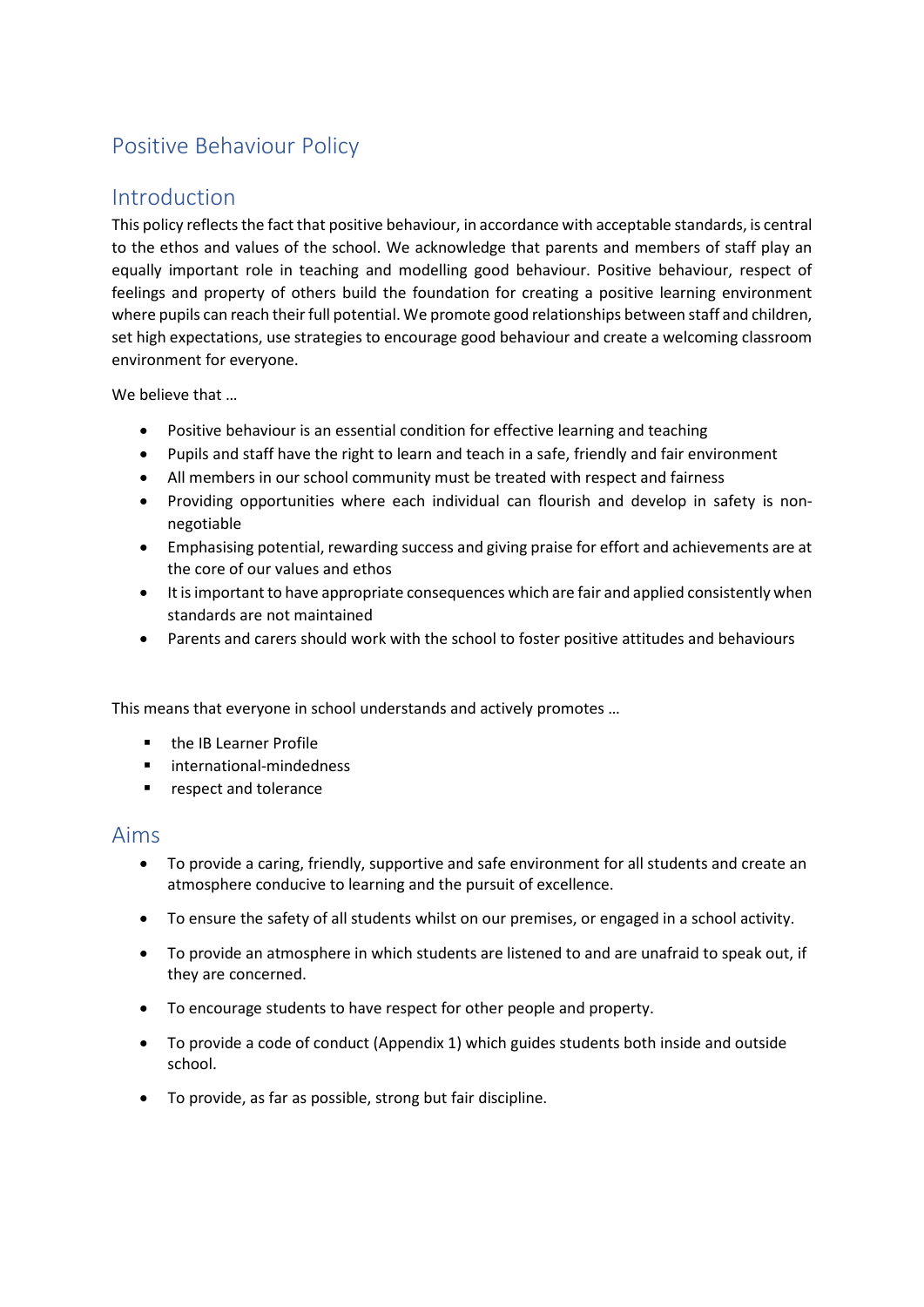# Positive Behaviour Policy

## Introduction

This policy reflects the fact that positive behaviour, in accordance with acceptable standards, is central to the ethos and values of the school. We acknowledge that parents and members of staff play an equally important role in teaching and modelling good behaviour. Positive behaviour, respect of feelings and property of others build the foundation for creating a positive learning environment where pupils can reach their full potential. We promote good relationships between staff and children, set high expectations, use strategies to encourage good behaviour and create a welcoming classroom environment for everyone.

We believe that …

- Positive behaviour is an essential condition for effective learning and teaching
- Pupils and staff have the right to learn and teach in a safe, friendly and fair environment
- All members in our school community must be treated with respect and fairness
- Providing opportunities where each individual can flourish and develop in safety is non-negotiable
- Emphasising potential, rewarding success and giving praise for effort and achievements are at the core of our values and ethos
- It is important to have appropriate consequences which are fair and applied consistently when standards are not maintained
- Parents and carers should work with the school to foster positive attitudes and behaviours

This means that everyone in school understands and actively promotes …

- the IB Learner Profile
- international-mindedness
- respect and tolerance

## Aims

- To provide a caring, friendly, supportive and safe environment for all students and create an atmosphere conducive to learning and the pursuit of excellence.
- To ensure the safety of all students whilst on our premises, or engaged in a school activity.
- To provide an atmosphere in which students are listened to and are unafraid to speak out, if they are concerned.
- To encourage students to have respect for other people and property.
- To provide a code of conduct (Appendix 1) which guides students both inside and outside school.
- To provide, as far as possible, strong but fair discipline.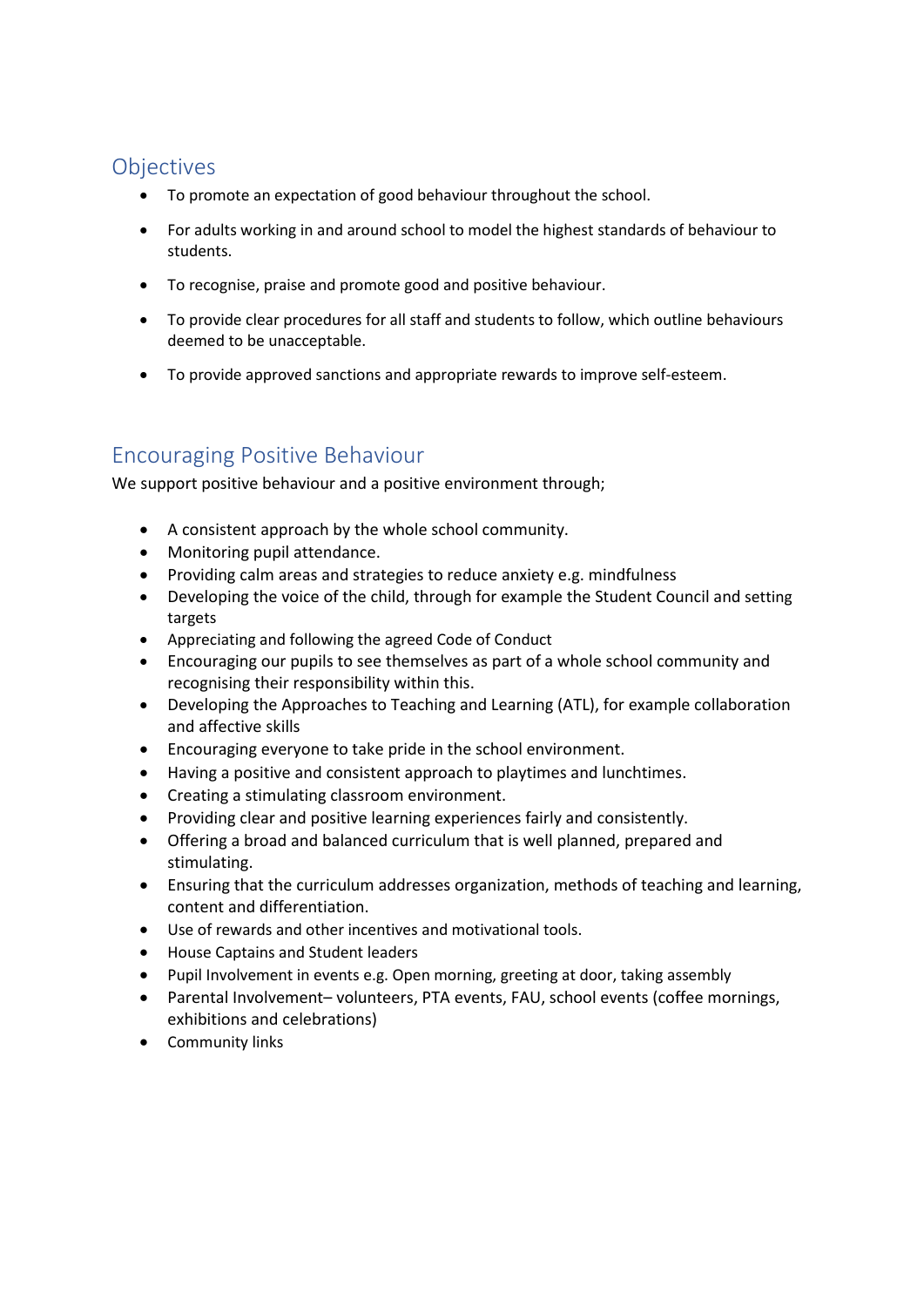## Objectives

- To promote an expectation of good behaviour throughout the school.
- For adults working in and around school to model the highest standards of behaviour to students.
- To recognise, praise and promote good and positive behaviour.
- To provide clear procedures for all staff and students to follow, which outline behaviours deemed to be unacceptable.
- To provide approved sanctions and appropriate rewards to improve self-esteem.

## Encouraging Positive Behaviour

We support positive behaviour and a positive environment through;

- A consistent approach by the whole school community.
- Monitoring pupil attendance.
- Providing calm areas and strategies to reduce anxiety e.g. mindfulness
- Developing the voice of the child, through for example the Student Council and setting targets
- Appreciating and following the agreed Code of Conduct
- Encouraging our pupils to see themselves as part of a whole school community and recognising their responsibility within this.
- Developing the Approaches to Teaching and Learning (ATL), for example collaboration and affective skills
- Encouraging everyone to take pride in the school environment.
- Having a positive and consistent approach to playtimes and lunchtimes.
- Creating a stimulating classroom environment.
- Providing clear and positive learning experiences fairly and consistently.
- Offering a broad and balanced curriculum that is well planned, prepared and stimulating.
- Ensuring that the curriculum addresses organization, methods of teaching and learning, content and differentiation.
- Use of rewards and other incentives and motivational tools.
- House Captains and Student leaders
- Pupil Involvement in events e.g. Open morning, greeting at door, taking assembly
- Parental Involvement– volunteers, PTA events, FAU, school events (coffee mornings, exhibitions and celebrations)
- Community links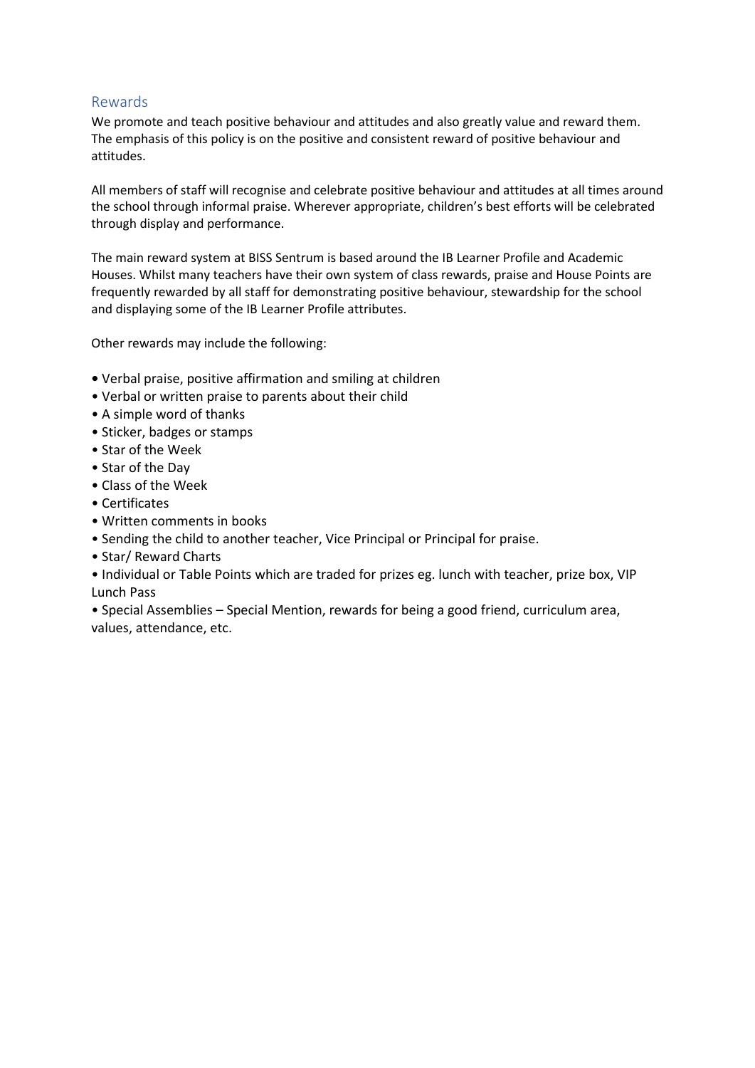## Rewards

We promote and teach positive behaviour and attitudes and also greatly value and reward them. The emphasis of this policy is on the positive and consistent reward of positive behaviour and attitudes.

All members of staff will recognise and celebrate positive behaviour and attitudes at all times around the school through informal praise. Wherever appropriate, children's best efforts will be celebrated through display and performance.

The main reward system at BISS Sentrum is based around the IB Learner Profile and Academic Houses. Whilst many teachers have their own system of class rewards, praise and House Points are frequently rewarded by all staff for demonstrating positive behaviour, stewardship for the school and displaying some of the IB Learner Profile attributes.

Other rewards may include the following:

- Verbal praise, positive affirmation and smiling at children
- Verbal or written praise to parents about their child
- A simple word of thanks
- Sticker, badges or stamps
- Star of the Week
- Star of the Day
- Class of the Week
- Certificates
- Written comments in books
- Sending the child to another teacher, Vice Principal or Principal for praise.
- Star/ Reward Charts
- Individual or Table Points which are traded for prizes eg. lunch with teacher, prize box, VIP Lunch Pass
- Special Assemblies – Special Mention, rewards for being a good friend, curriculum area, values, attendance, etc.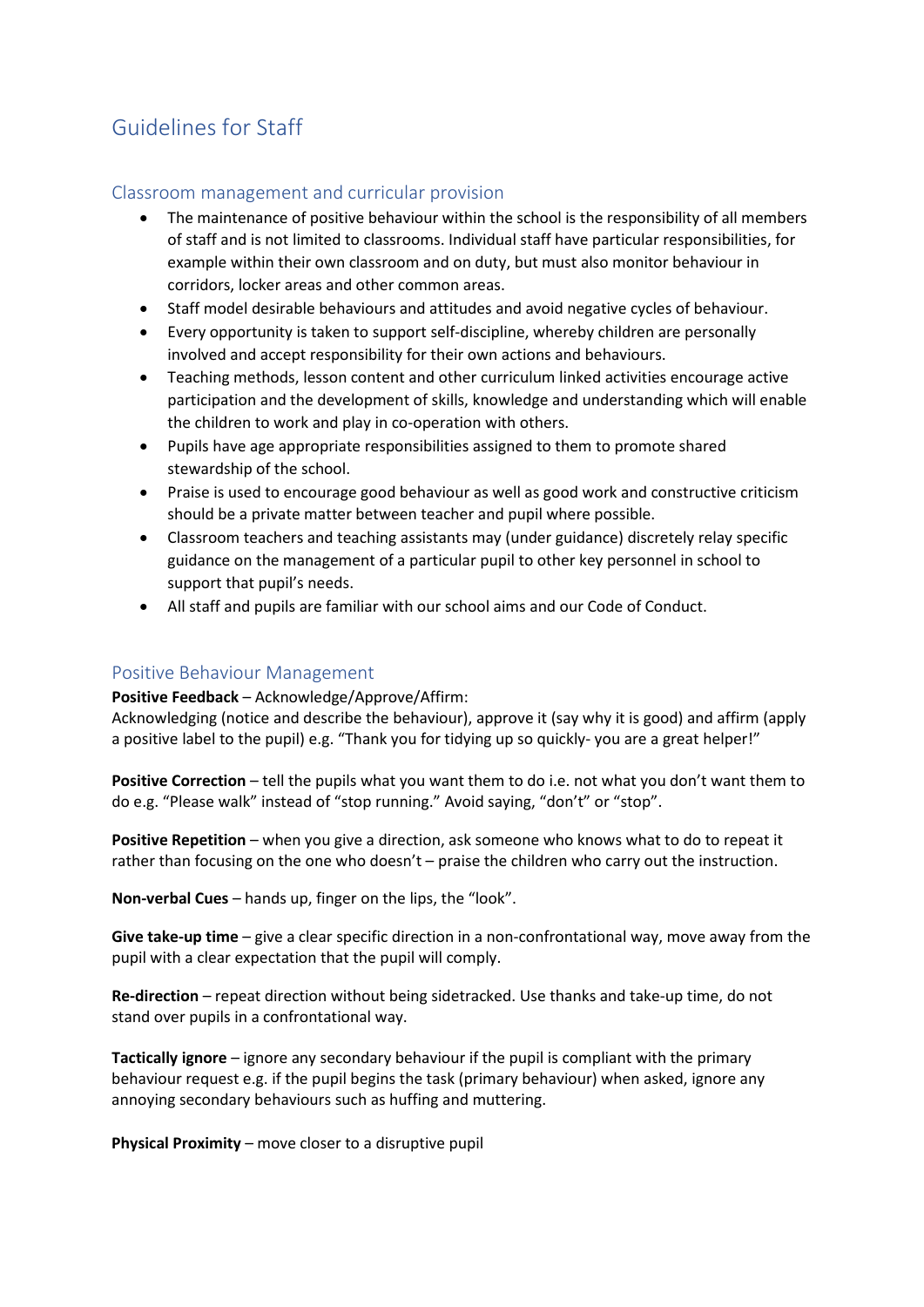# Guidelines for Staff

## Classroom management and curricular provision

- The maintenance of positive behaviour within the school is the responsibility of all members of staff and is not limited to classrooms. Individual staff have particular responsibilities, for example within their own classroom and on duty, but must also monitor behaviour in corridors, locker areas and other common areas.
- Staff model desirable behaviours and attitudes and avoid negative cycles of behaviour.
- Every opportunity is taken to support self-discipline, whereby children are personally involved and accept responsibility for their own actions and behaviours.
- Teaching methods, lesson content and other curriculum linked activities encourage active participation and the development of skills, knowledge and understanding which will enable the children to work and play in co-operation with others.
- Pupils have age appropriate responsibilities assigned to them to promote shared stewardship of the school.
- Praise is used to encourage good behaviour as well as good work and constructive criticism should be a private matter between teacher and pupil where possible.
- Classroom teachers and teaching assistants may (under guidance) discretely relay specific guidance on the management of a particular pupil to other key personnel in school to support that pupil's needs.
- All staff and pupils are familiar with our school aims and our Code of Conduct.

## Positive Behaviour Management

**Positive Feedback** – Acknowledge/Approve/Affirm:
Acknowledging (notice and describe the behaviour), approve it (say why it is good) and affirm (apply a positive label to the pupil) e.g. "Thank you for tidying up so quickly- you are a great helper!"

**Positive Correction** – tell the pupils what you want them to do i.e. not what you don't want them to do e.g. "Please walk" instead of "stop running." Avoid saying, "don't" or "stop".

**Positive Repetition** – when you give a direction, ask someone who knows what to do to repeat it rather than focusing on the one who doesn't – praise the children who carry out the instruction.

**Non-verbal Cues** – hands up, finger on the lips, the "look".

**Give take-up time** – give a clear specific direction in a non-confrontational way, move away from the pupil with a clear expectation that the pupil will comply.

**Re-direction** – repeat direction without being sidetracked. Use thanks and take-up time, do not stand over pupils in a confrontational way.

**Tactically ignore** – ignore any secondary behaviour if the pupil is compliant with the primary behaviour request e.g. if the pupil begins the task (primary behaviour) when asked, ignore any annoying secondary behaviours such as huffing and muttering.

**Physical Proximity** – move closer to a disruptive pupil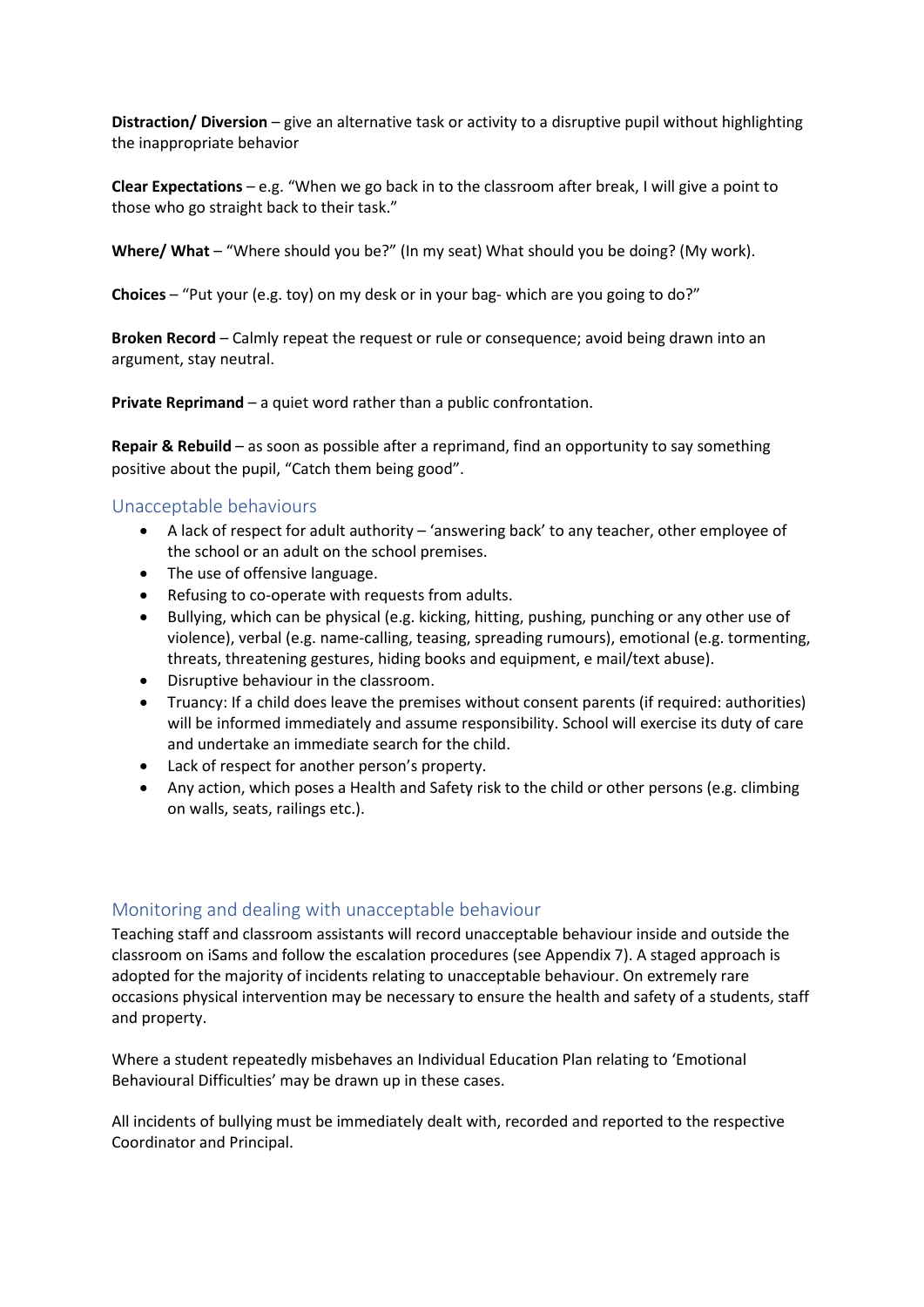**Distraction/ Diversion** – give an alternative task or activity to a disruptive pupil without highlighting the inappropriate behavior

**Clear Expectations** – e.g. "When we go back in to the classroom after break, I will give a point to those who go straight back to their task."

**Where/ What** – "Where should you be?" (In my seat) What should you be doing? (My work).

**Choices** – "Put your (e.g. toy) on my desk or in your bag- which are you going to do?"

**Broken Record** – Calmly repeat the request or rule or consequence; avoid being drawn into an argument, stay neutral.

**Private Reprimand** – a quiet word rather than a public confrontation.

**Repair & Rebuild** – as soon as possible after a reprimand, find an opportunity to say something positive about the pupil, "Catch them being good".

## Unacceptable behaviours

- A lack of respect for adult authority – 'answering back' to any teacher, other employee of the school or an adult on the school premises.
- The use of offensive language.
- Refusing to co-operate with requests from adults.
- Bullying, which can be physical (e.g. kicking, hitting, pushing, punching or any other use of violence), verbal (e.g. name-calling, teasing, spreading rumours), emotional (e.g. tormenting, threats, threatening gestures, hiding books and equipment, e mail/text abuse).
- Disruptive behaviour in the classroom.
- Truancy: If a child does leave the premises without consent parents (if required: authorities) will be informed immediately and assume responsibility. School will exercise its duty of care and undertake an immediate search for the child.
- Lack of respect for another person's property.
- Any action, which poses a Health and Safety risk to the child or other persons (e.g. climbing on walls, seats, railings etc.).

## Monitoring and dealing with unacceptable behaviour

Teaching staff and classroom assistants will record unacceptable behaviour inside and outside the classroom on iSams and follow the escalation procedures (see Appendix 7). A staged approach is adopted for the majority of incidents relating to unacceptable behaviour. On extremely rare occasions physical intervention may be necessary to ensure the health and safety of a students, staff and property.

Where a student repeatedly misbehaves an Individual Education Plan relating to 'Emotional Behavioural Difficulties' may be drawn up in these cases.

All incidents of bullying must be immediately dealt with, recorded and reported to the respective Coordinator and Principal.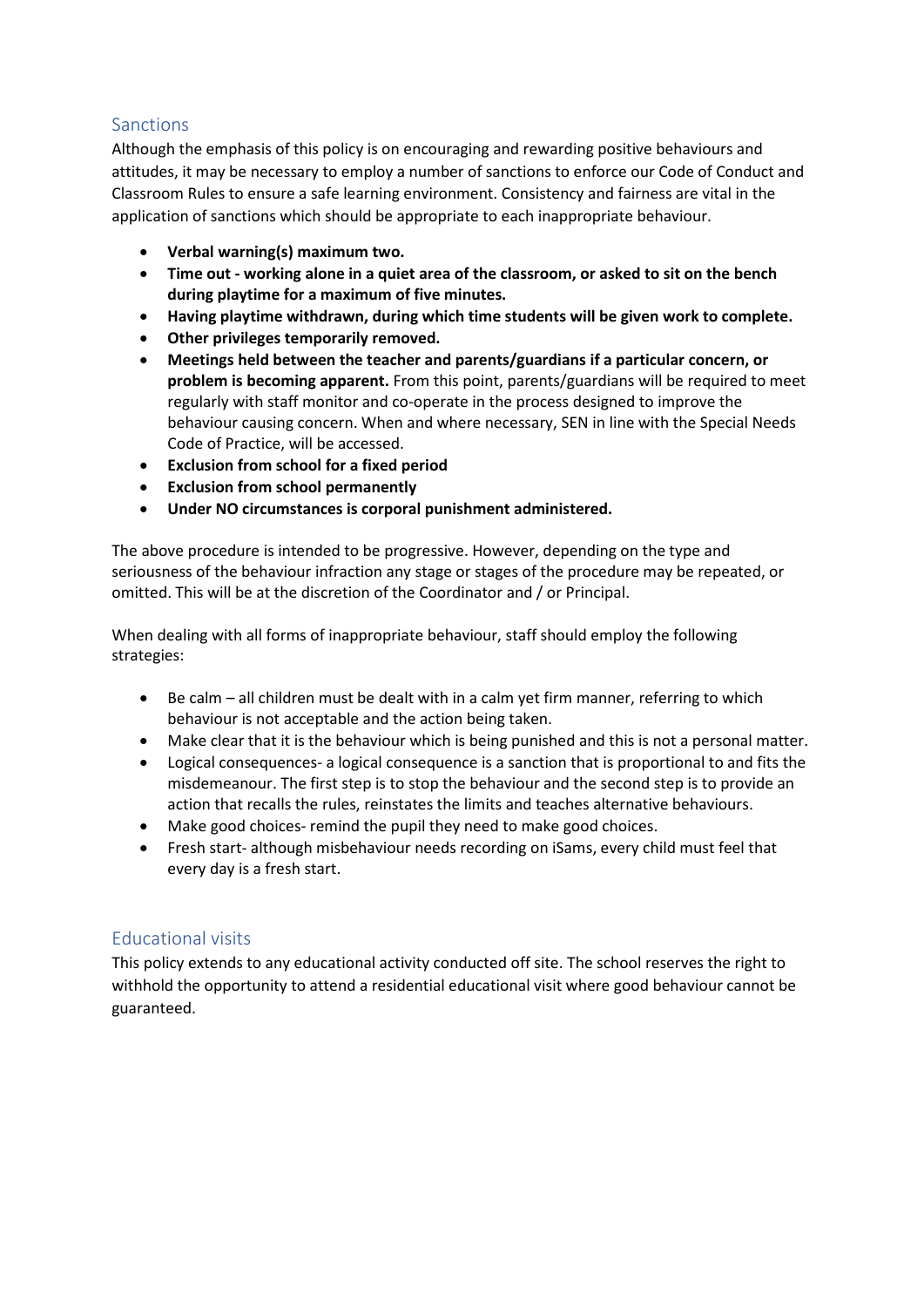## Sanctions

Although the emphasis of this policy is on encouraging and rewarding positive behaviours and attitudes, it may be necessary to employ a number of sanctions to enforce our Code of Conduct and Classroom Rules to ensure a safe learning environment. Consistency and fairness are vital in the application of sanctions which should be appropriate to each inappropriate behaviour.

- **Verbal warning(s) maximum two.**
- **Time out - working alone in a quiet area of the classroom, or asked to sit on the bench during playtime for a maximum of five minutes.**
- **Having playtime withdrawn, during which time students will be given work to complete.**
- **Other privileges temporarily removed.**
- **Meetings held between the teacher and parents/guardians if a particular concern, or problem is becoming apparent.** From this point, parents/guardians will be required to meet regularly with staff monitor and co-operate in the process designed to improve the behaviour causing concern. When and where necessary, SEN in line with the Special Needs Code of Practice, will be accessed.
- **Exclusion from school for a fixed period**
- **Exclusion from school permanently**
- **Under NO circumstances is corporal punishment administered.**

The above procedure is intended to be progressive. However, depending on the type and seriousness of the behaviour infraction any stage or stages of the procedure may be repeated, or omitted. This will be at the discretion of the Coordinator and / or Principal.

When dealing with all forms of inappropriate behaviour, staff should employ the following strategies:

- Be calm – all children must be dealt with in a calm yet firm manner, referring to which behaviour is not acceptable and the action being taken.
- Make clear that it is the behaviour which is being punished and this is not a personal matter.
- Logical consequences- a logical consequence is a sanction that is proportional to and fits the misdemeanour. The first step is to stop the behaviour and the second step is to provide an action that recalls the rules, reinstates the limits and teaches alternative behaviours.
- Make good choices- remind the pupil they need to make good choices.
- Fresh start- although misbehaviour needs recording on iSams, every child must feel that every day is a fresh start.

## Educational visits

This policy extends to any educational activity conducted off site. The school reserves the right to withhold the opportunity to attend a residential educational visit where good behaviour cannot be guaranteed.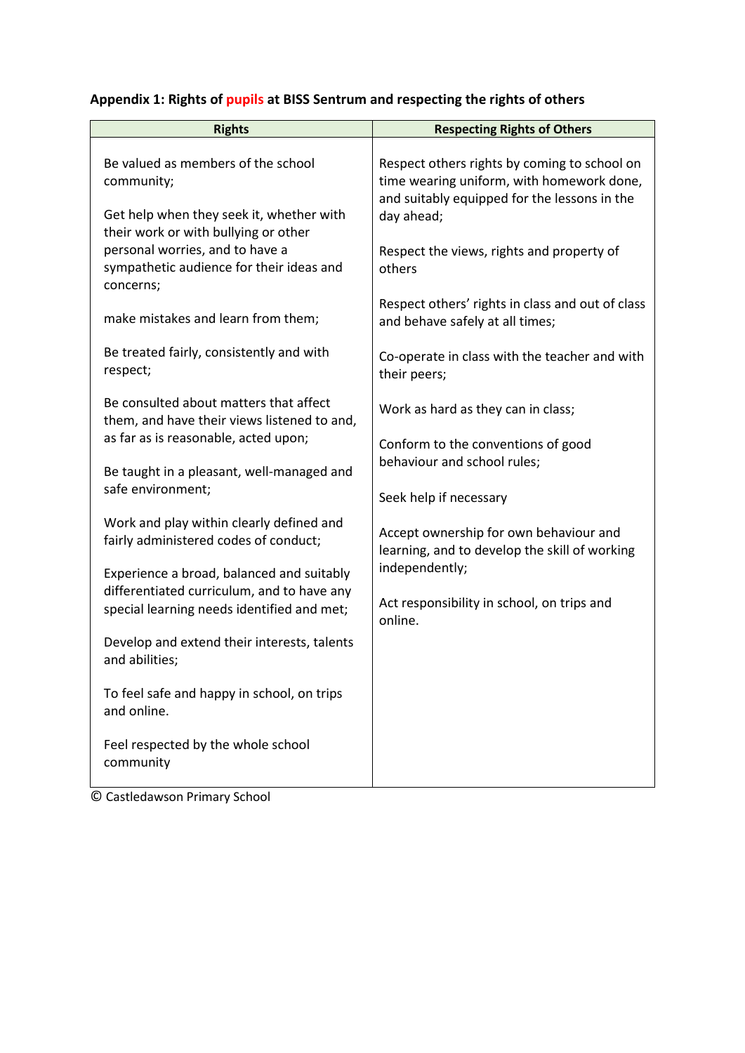**Appendix 1: Rights of pupils at BISS Sentrum and respecting the rights of others**

| Rights | Respecting Rights of Others |
|---|---|
| Be valued as members of the school community;<br><br>Get help when they seek it, whether with their work or with bullying or other personal worries, and to have a sympathetic audience for their ideas and concerns;<br><br>make mistakes and learn from them;<br><br>Be treated fairly, consistently and with respect;<br><br>Be consulted about matters that affect them, and have their views listened to and, as far as is reasonable, acted upon;<br><br>Be taught in a pleasant, well-managed and safe environment;<br><br>Work and play within clearly defined and fairly administered codes of conduct;<br><br>Experience a broad, balanced and suitably differentiated curriculum, and to have any special learning needs identified and met;<br><br>Develop and extend their interests, talents and abilities;<br><br>To feel safe and happy in school, on trips and online.<br><br>Feel respected by the whole school community | Respect others rights by coming to school on time wearing uniform, with homework done, and suitably equipped for the lessons in the day ahead;<br><br>Respect the views, rights and property of others<br><br>Respect others' rights in class and out of class and behave safely at all times;<br><br>Co-operate in class with the teacher and with their peers;<br><br>Work as hard as they can in class;<br><br>Conform to the conventions of good behaviour and school rules;<br><br>Seek help if necessary<br><br>Accept ownership for own behaviour and learning, and to develop the skill of working independently;<br><br>Act responsibility in school, on trips and online. |

© Castledawson Primary School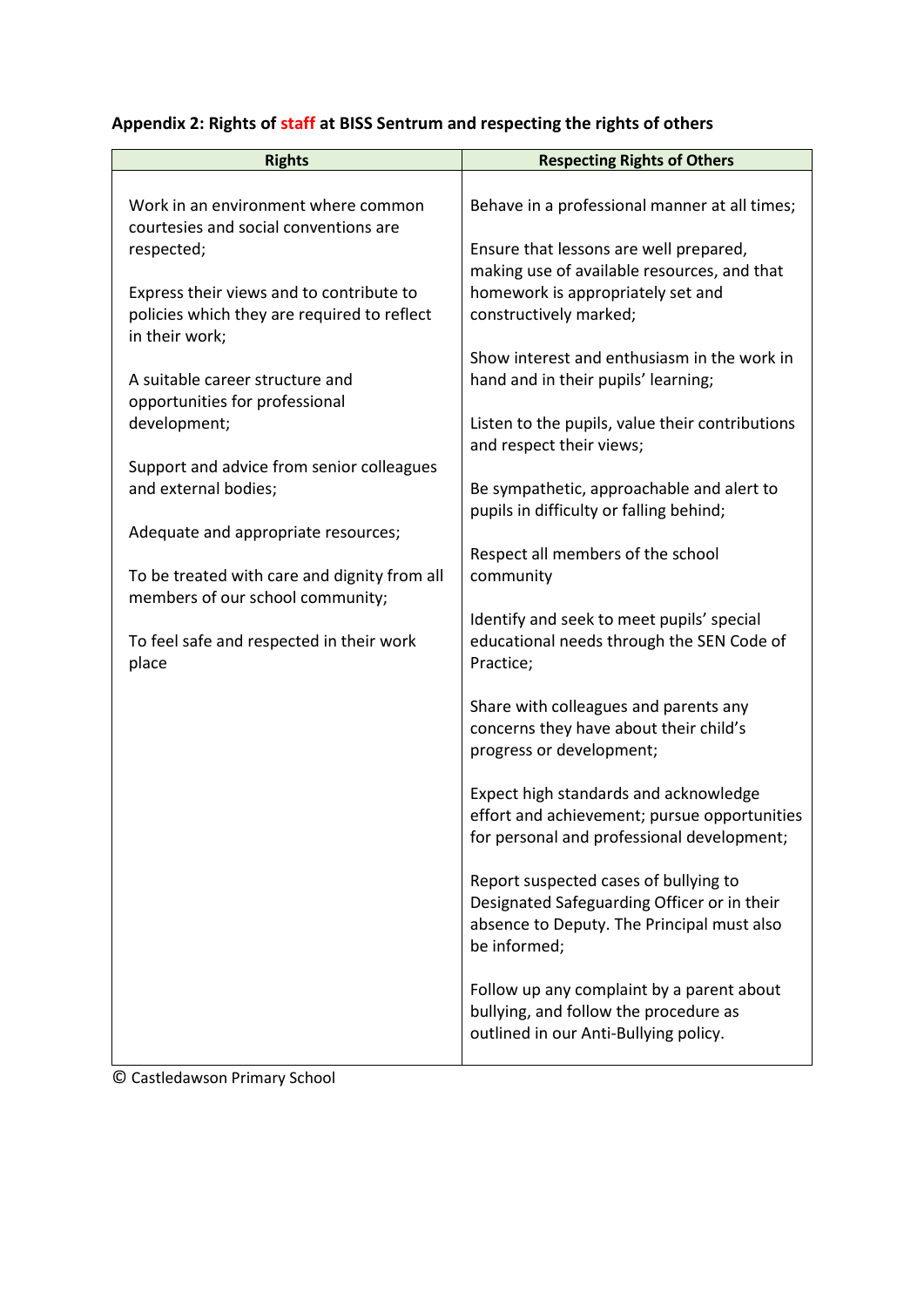**Appendix 2: Rights of staff at BISS Sentrum and respecting the rights of others**

| Rights | Respecting Rights of Others |
|---|---|
| Work in an environment where common courtesies and social conventions are respected; | Behave in a professional manner at all times; |
| Express their views and to contribute to policies which they are required to reflect in their work; | Ensure that lessons are well prepared, making use of available resources, and that homework is appropriately set and constructively marked; |
| A suitable career structure and opportunities for professional development; | Show interest and enthusiasm in the work in hand and in their pupils' learning; |
| Support and advice from senior colleagues and external bodies; | Listen to the pupils, value their contributions and respect their views; |
| Adequate and appropriate resources; | Be sympathetic, approachable and alert to pupils in difficulty or falling behind; |
| To be treated with care and dignity from all members of our school community; | Respect all members of the school community |
| To feel safe and respected in their work place | Identify and seek to meet pupils' special educational needs through the SEN Code of Practice; |
| | Share with colleagues and parents any concerns they have about their child's progress or development; |
| | Expect high standards and acknowledge effort and achievement; pursue opportunities for personal and professional development; |
| | Report suspected cases of bullying to Designated Safeguarding Officer or in their absence to Deputy. The Principal must also be informed; |
| | Follow up any complaint by a parent about bullying, and follow the procedure as outlined in our Anti-Bullying policy. |

© Castledawson Primary School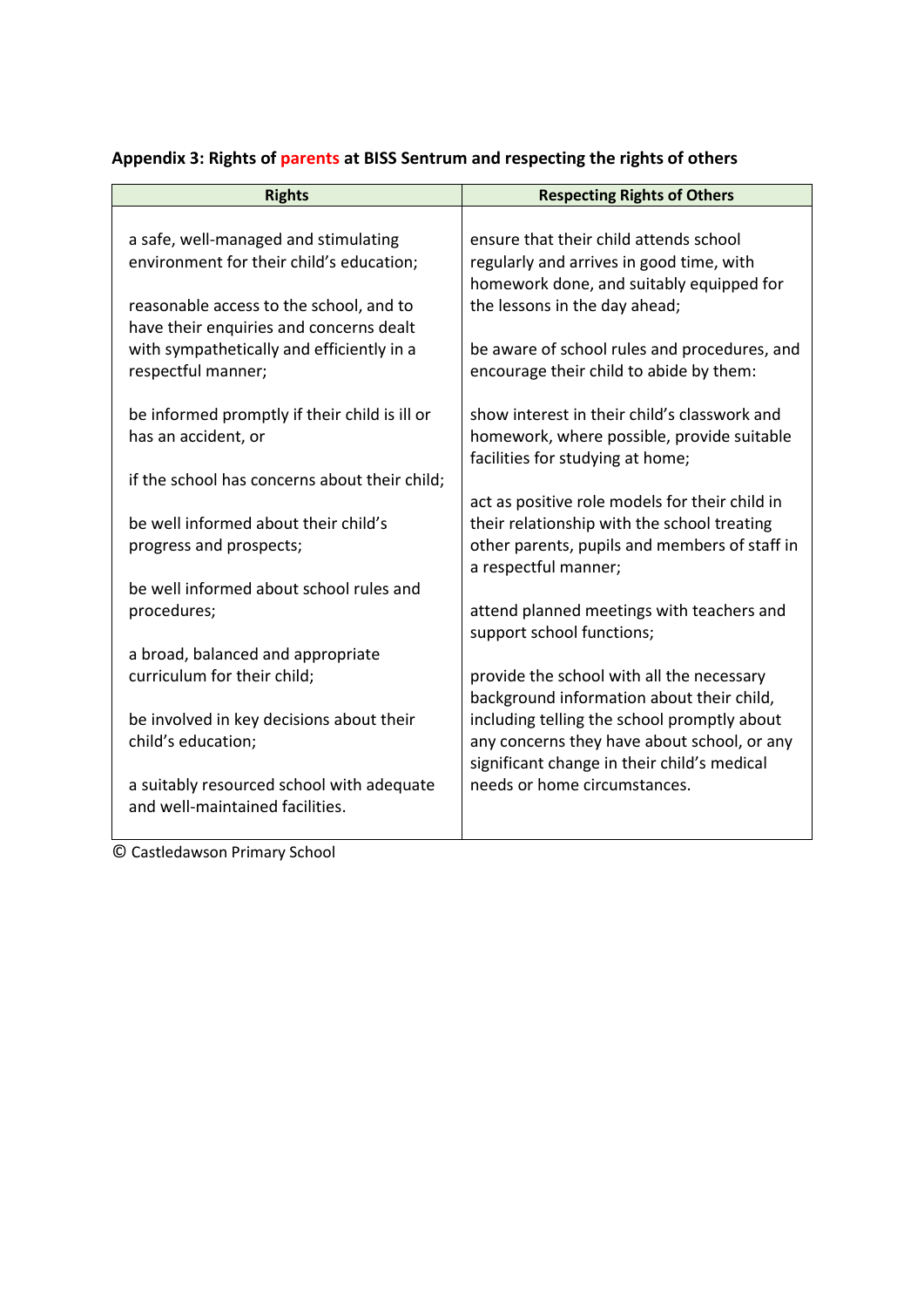**Appendix 3: Rights of parents at BISS Sentrum and respecting the rights of others**

| Rights | Respecting Rights of Others |
|---|---|
| a safe, well-managed and stimulating environment for their child's education;<br><br>reasonable access to the school, and to have their enquiries and concerns dealt with sympathetically and efficiently in a respectful manner;<br><br>be informed promptly if their child is ill or has an accident, or<br><br>if the school has concerns about their child;<br><br>be well informed about their child's progress and prospects;<br><br>be well informed about school rules and procedures;<br><br>a broad, balanced and appropriate curriculum for their child;<br><br>be involved in key decisions about their child's education;<br><br>a suitably resourced school with adequate and well-maintained facilities. | ensure that their child attends school regularly and arrives in good time, with homework done, and suitably equipped for the lessons in the day ahead;<br><br>be aware of school rules and procedures, and encourage their child to abide by them:<br><br>show interest in their child's classwork and homework, where possible, provide suitable facilities for studying at home;<br><br>act as positive role models for their child in their relationship with the school treating other parents, pupils and members of staff in a respectful manner;<br><br>attend planned meetings with teachers and support school functions;<br><br>provide the school with all the necessary background information about their child, including telling the school promptly about any concerns they have about school, or any significant change in their child's medical needs or home circumstances. |

© Castledawson Primary School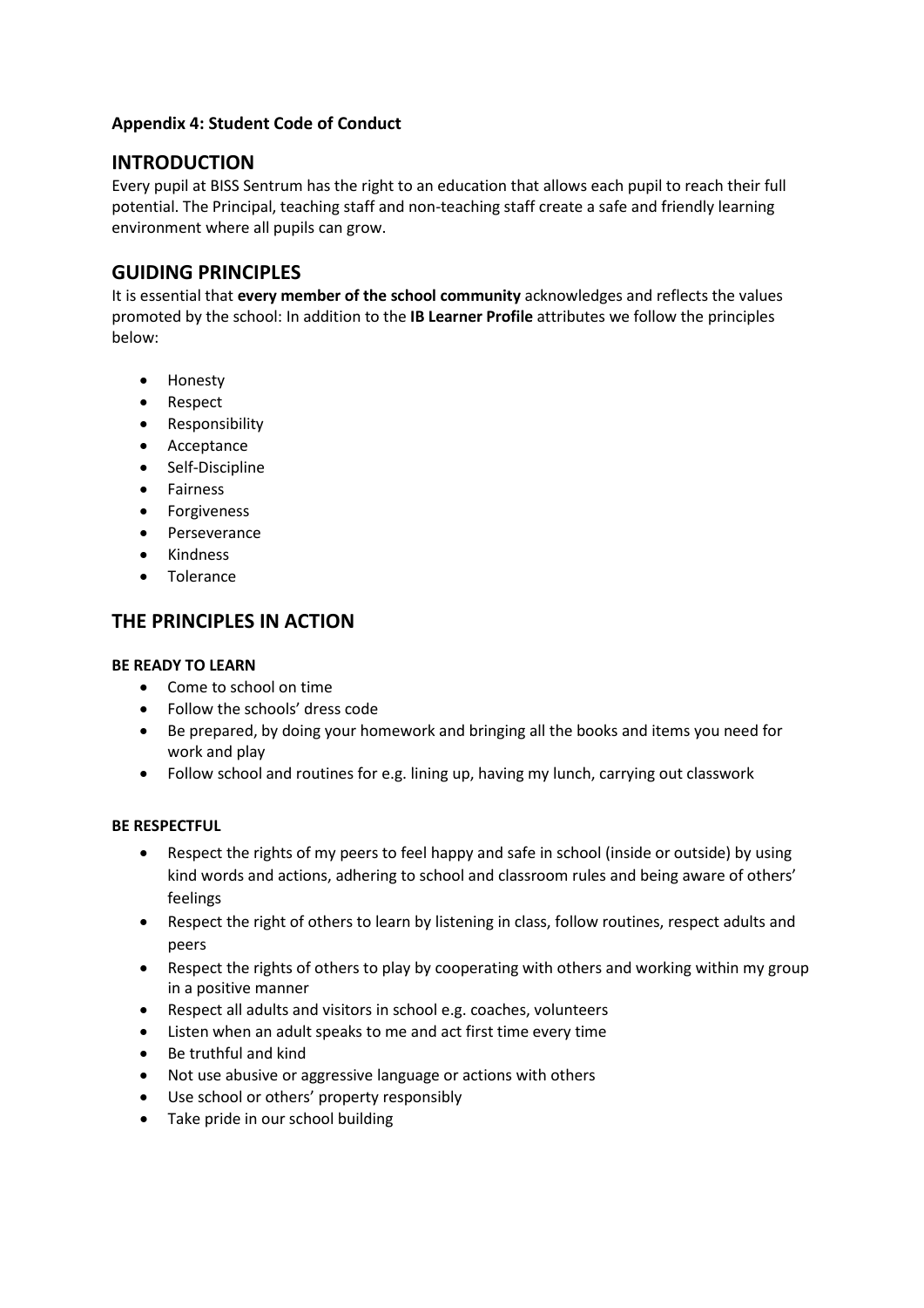**Appendix 4: Student Code of Conduct**

## INTRODUCTION

Every pupil at BISS Sentrum has the right to an education that allows each pupil to reach their full potential. The Principal, teaching staff and non-teaching staff create a safe and friendly learning environment where all pupils can grow.

## GUIDING PRINCIPLES

It is essential that **every member of the school community** acknowledges and reflects the values promoted by the school: In addition to the **IB Learner Profile** attributes we follow the principles below:

- Honesty
- Respect
- Responsibility
- Acceptance
- Self-Discipline
- Fairness
- Forgiveness
- Perseverance
- Kindness
- Tolerance

## THE PRINCIPLES IN ACTION

**BE READY TO LEARN**

- Come to school on time
- Follow the schools' dress code
- Be prepared, by doing your homework and bringing all the books and items you need for work and play
- Follow school and routines for e.g. lining up, having my lunch, carrying out classwork

**BE RESPECTFUL**

- Respect the rights of my peers to feel happy and safe in school (inside or outside) by using kind words and actions, adhering to school and classroom rules and being aware of others' feelings
- Respect the right of others to learn by listening in class, follow routines, respect adults and peers
- Respect the rights of others to play by cooperating with others and working within my group in a positive manner
- Respect all adults and visitors in school e.g. coaches, volunteers
- Listen when an adult speaks to me and act first time every time
- Be truthful and kind
- Not use abusive or aggressive language or actions with others
- Use school or others' property responsibly
- Take pride in our school building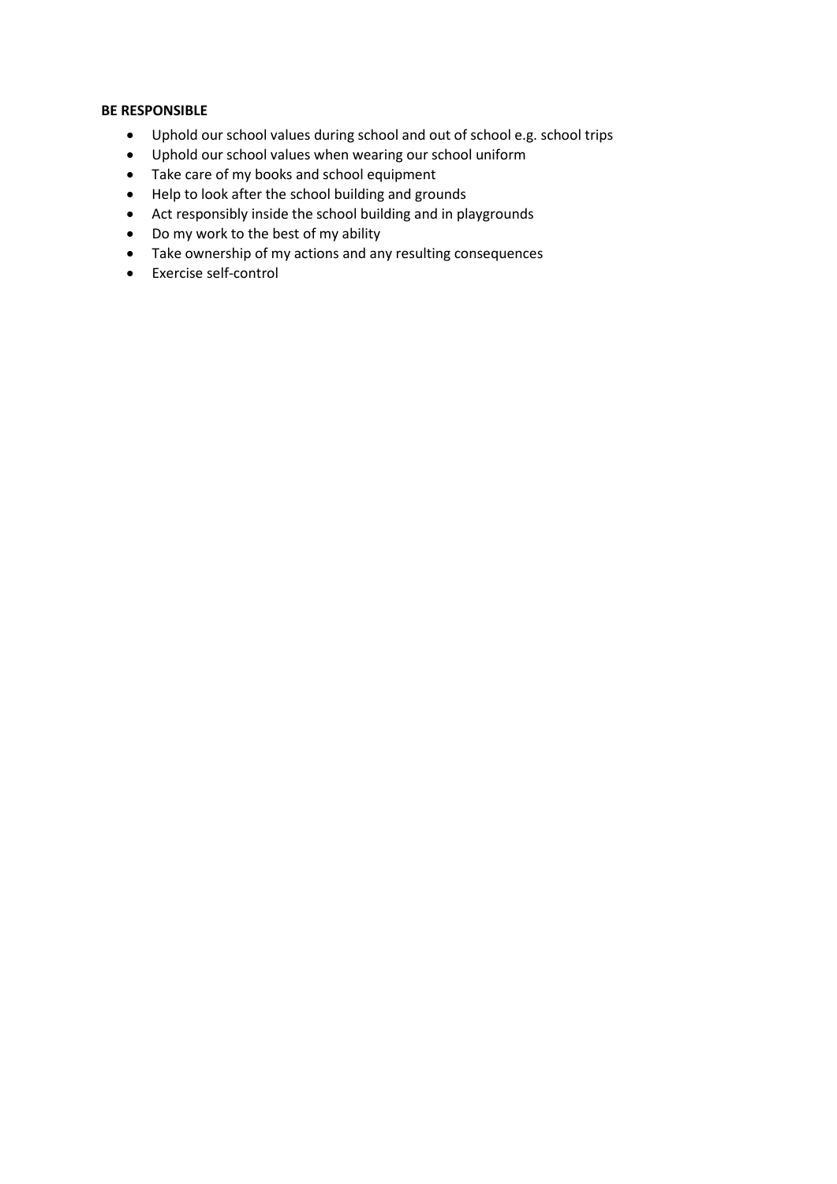**BE RESPONSIBLE**

- Uphold our school values during school and out of school e.g. school trips
- Uphold our school values when wearing our school uniform
- Take care of my books and school equipment
- Help to look after the school building and grounds
- Act responsibly inside the school building and in playgrounds
- Do my work to the best of my ability
- Take ownership of my actions and any resulting consequences
- Exercise self-control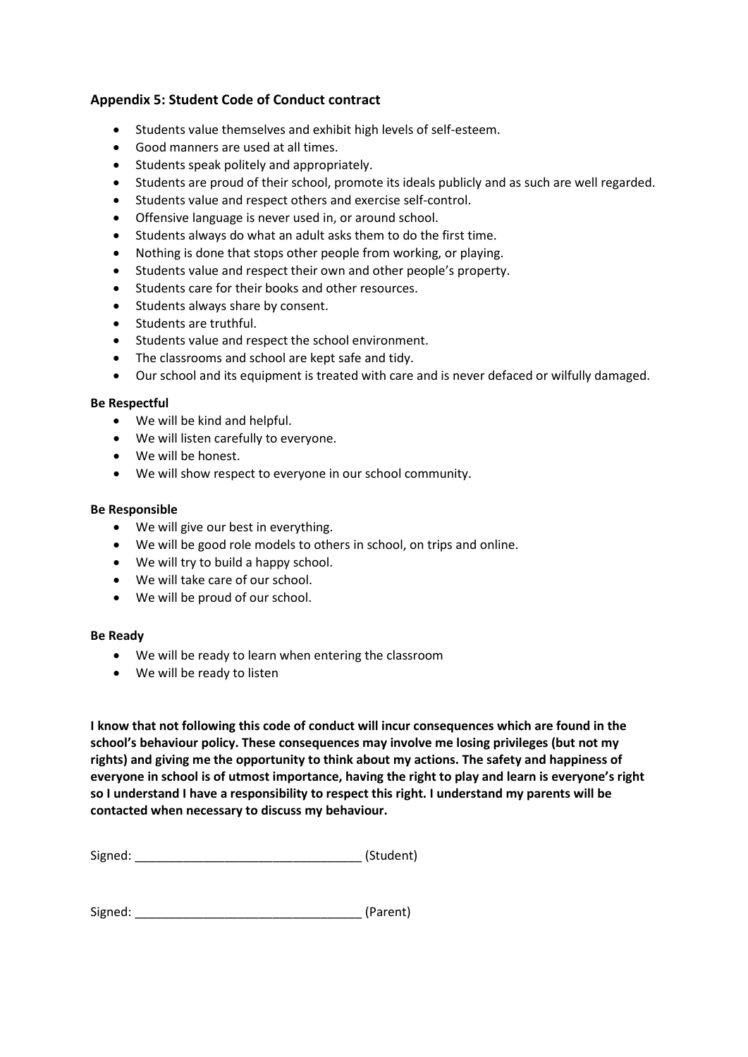## Appendix 5: Student Code of Conduct contract

- Students value themselves and exhibit high levels of self-esteem.
- Good manners are used at all times.
- Students speak politely and appropriately.
- Students are proud of their school, promote its ideals publicly and as such are well regarded.
- Students value and respect others and exercise self-control.
- Offensive language is never used in, or around school.
- Students always do what an adult asks them to do the first time.
- Nothing is done that stops other people from working, or playing.
- Students value and respect their own and other people's property.
- Students care for their books and other resources.
- Students always share by consent.
- Students are truthful.
- Students value and respect the school environment.
- The classrooms and school are kept safe and tidy.
- Our school and its equipment is treated with care and is never defaced or wilfully damaged.

**Be Respectful**

- We will be kind and helpful.
- We will listen carefully to everyone.
- We will be honest.
- We will show respect to everyone in our school community.

**Be Responsible**

- We will give our best in everything.
- We will be good role models to others in school, on trips and online.
- We will try to build a happy school.
- We will take care of our school.
- We will be proud of our school.

**Be Ready**

- We will be ready to learn when entering the classroom
- We will be ready to listen

**I know that not following this code of conduct will incur consequences which are found in the school's behaviour policy. These consequences may involve me losing privileges (but not my rights) and giving me the opportunity to think about my actions. The safety and happiness of everyone in school is of utmost importance, having the right to play and learn is everyone's right so I understand I have a responsibility to respect this right. I understand my parents will be contacted when necessary to discuss my behaviour.**

Signed: ________________________________ (Student)

Signed: ________________________________ (Parent)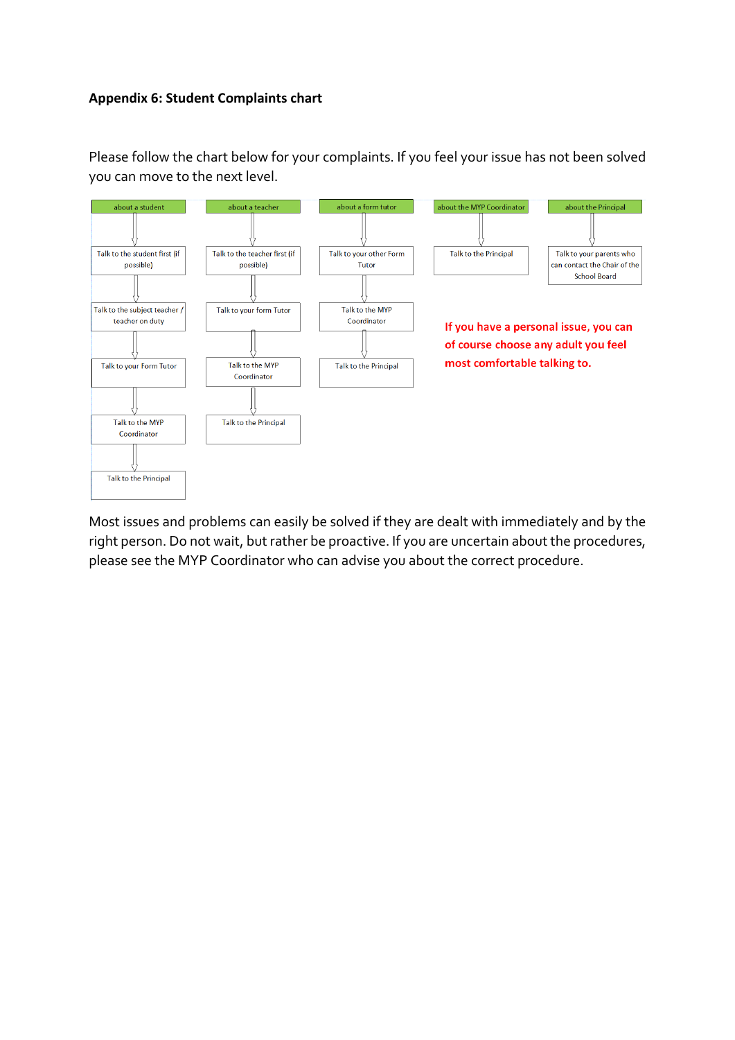**Appendix 6: Student Complaints chart**

Please follow the chart below for your complaints. If you feel your issue has not been solved you can move to the next level.

| about a student | about a teacher | about a form tutor | about the MYP Coordinator | about the Principal |
|---|---|---|---|---|
| Talk to the student first (if possible) | Talk to the teacher first (if possible) | Talk to your other Form Tutor | Talk to the Principal | Talk to your parents who can contact the Chair of the School Board |
| Talk to the subject teacher / teacher on duty | Talk to your form Tutor | Talk to the MYP Coordinator | | |
| Talk to your Form Tutor | Talk to the MYP Coordinator | Talk to the Principal | | |
| Talk to the MYP Coordinator | Talk to the Principal | | | |
| Talk to the Principal | | | | |

**If you have a personal issue, you can of course choose any adult you feel most comfortable talking to.**

Most issues and problems can easily be solved if they are dealt with immediately and by the right person. Do not wait, but rather be proactive. If you are uncertain about the procedures, please see the MYP Coordinator who can advise you about the correct procedure.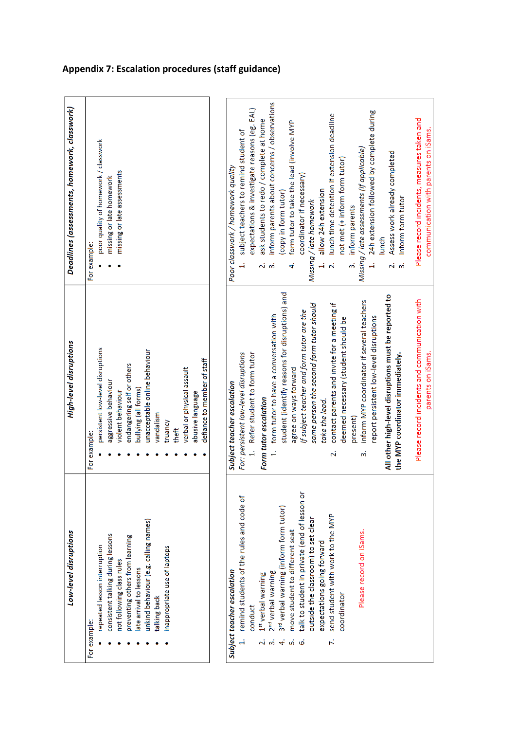## Appendix 7: Escalation procedures (staff guidance)

| Low-level disruptions | High-level disruptions | Deadlines (assessments, homework, classwork) |
|---|---|---|
| For example:<br>• repeated lesson interruption<br>• consistent talking during lessons<br>• not following class rules<br>• preventing others from learning<br>• late arrival to lessons<br>• unkind behaviour (e.g. calling names)<br>• talking back<br>• inappropriate use of laptops | For example:<br>• persistent low-level disruptions<br>• aggressive behaviour<br>• violent behaviour<br>• endangering self or others<br>• bullying (all forms)<br>• unacceptable online behaviour<br>• vandalism<br>• truancy<br>• theft<br>• verbal or physical assault<br>• abusive language<br>• defiance to member of staff | For example:<br>• poor quality of homework / classwork<br>• missing or late homework<br>• missing or late assessments |
| *Subject teacher escalation*<br>1. remind students of the rules and code of conduct<br>2. 1st verbal warning<br>3. 2nd verbal warning<br>4. 3rd verbal warning (inform form tutor)<br>5. move student to different seat<br>6. talk to student in private (end of lesson or outside the classroom) to set clear expectations going forward<br>7. send student with work to the MYP coordinator<br><br>Please record on iSams. | *Subject teacher escalation*<br>*For: persistent low-level disruptions*<br>1. Refer student to form tutor<br>*Form tutor escalation*<br>1. form tutor to have a conversation with student (identify reasons for disruptions) and agree on ways forward<br>*If subject teacher and form tutor are the same person the second form tutor should take the lead.*<br>2. contact parents and invite for a meeting if deemed necessary (student should be present)<br>3. inform MYP coordinator if several teachers report persistent low-level disruptions<br><br>**All other high-level disruptions must be reported to the MYP coordinator immediately.**<br><br>Please record incidents and communication with parents on iSams. | *Poor classwork / homework quality*<br>1. subject teachers to remind student of expectations & investigate reasons (eg. EAL)<br>2. ask students to redo / complete at home<br>3. inform parents about concerns / observations (copy in form tutor)<br>4. form tutor to take the lead (involve MYP coordinator if necessary)<br>*Missing / late homework*<br>1. allow 24h extension<br>2. lunch time detention if extension deadline not met (+ inform form tutor)<br>3. inform parents<br>*Missing / late assessments (if applicable)*<br>1. 24h extension followed by complete during lunch<br>2. Assess work already completed<br>3. Inform form tutor<br><br>Please record incidents, measures taken and communication with parents on iSams. |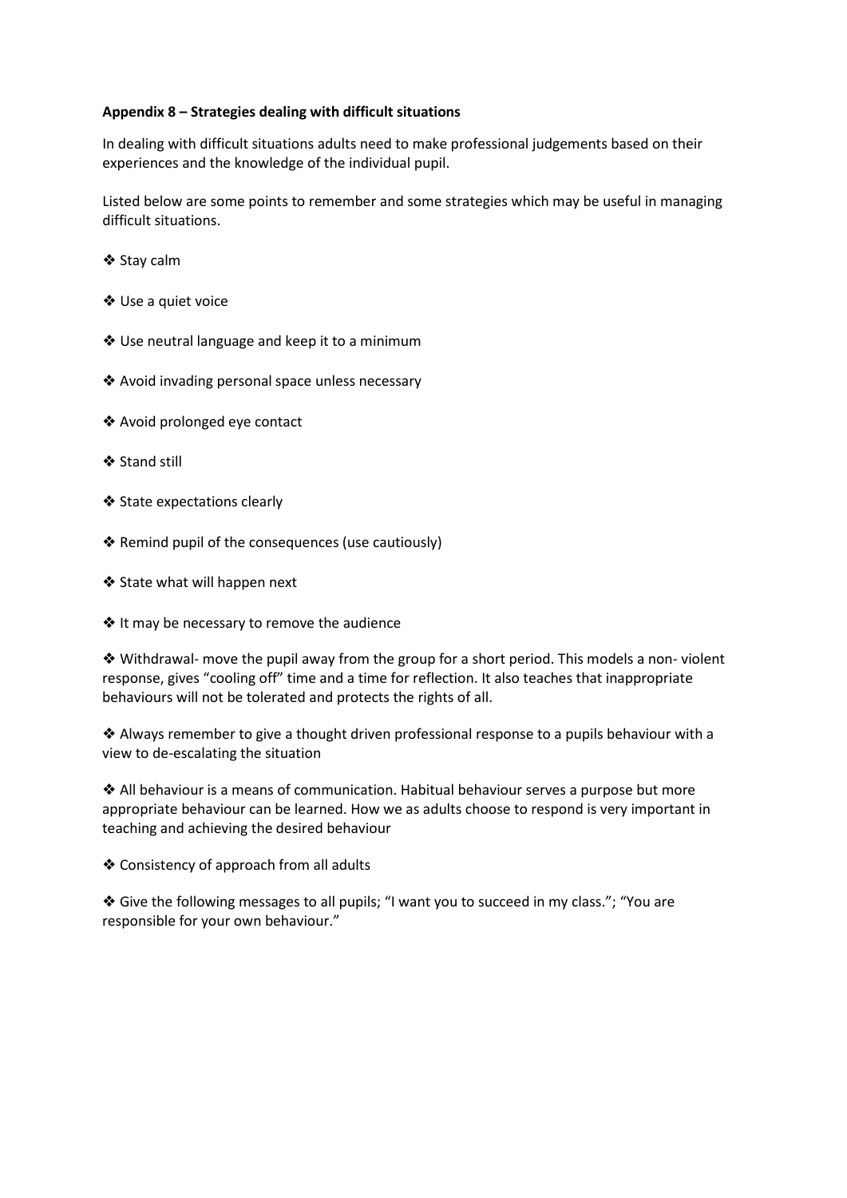**Appendix 8 – Strategies dealing with difficult situations**

In dealing with difficult situations adults need to make professional judgements based on their experiences and the knowledge of the individual pupil.

Listed below are some points to remember and some strategies which may be useful in managing difficult situations.

- Stay calm
- Use a quiet voice
- Use neutral language and keep it to a minimum
- Avoid invading personal space unless necessary
- Avoid prolonged eye contact
- Stand still
- State expectations clearly
- Remind pupil of the consequences (use cautiously)
- State what will happen next
- It may be necessary to remove the audience
- Withdrawal- move the pupil away from the group for a short period. This models a non- violent response, gives "cooling off" time and a time for reflection. It also teaches that inappropriate behaviours will not be tolerated and protects the rights of all.
- Always remember to give a thought driven professional response to a pupils behaviour with a view to de-escalating the situation
- All behaviour is a means of communication. Habitual behaviour serves a purpose but more appropriate behaviour can be learned. How we as adults choose to respond is very important in teaching and achieving the desired behaviour
- Consistency of approach from all adults
- Give the following messages to all pupils; "I want you to succeed in my class."; "You are responsible for your own behaviour."